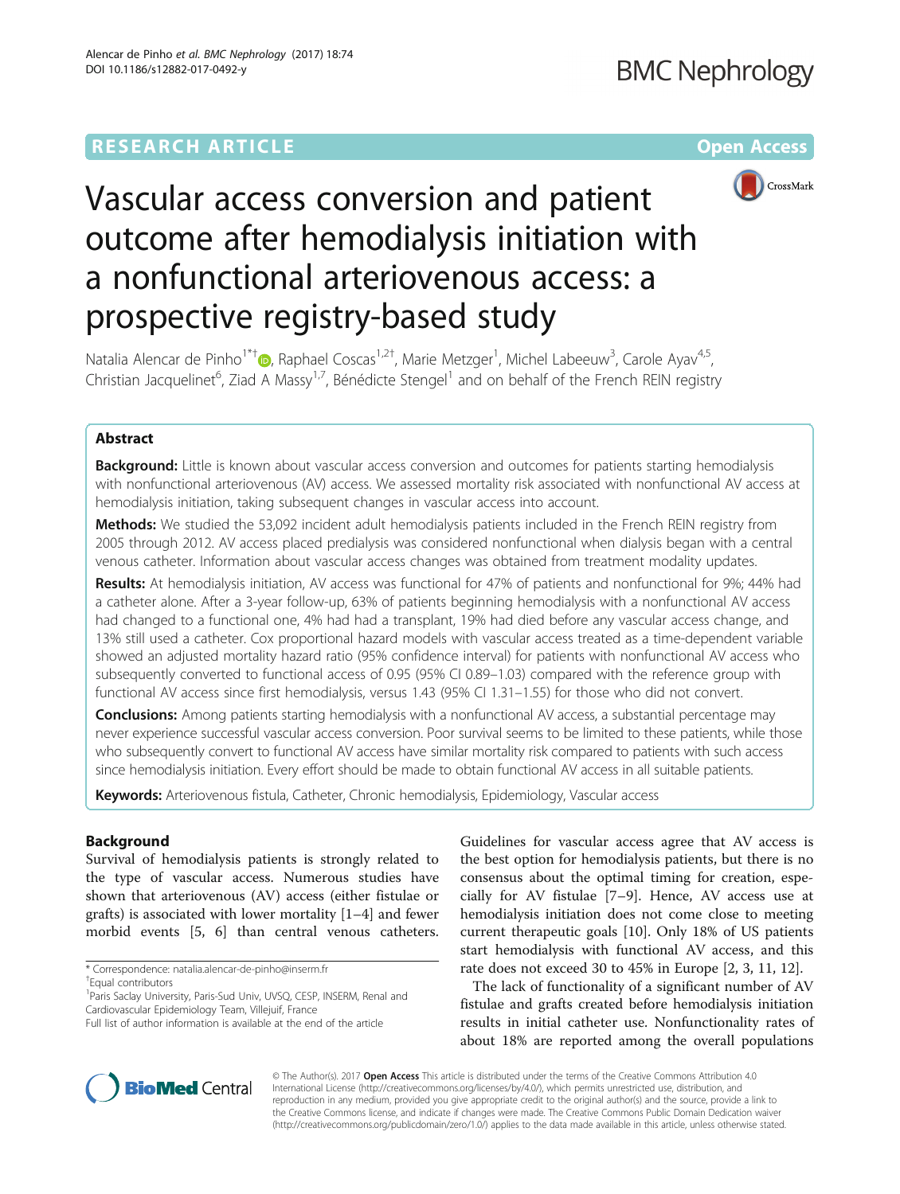RESEARCH ARTICLE

Open Access

# Vascular access conversion and patient outcome after hemodialysis initiation with a nonfunctional arteriovenous access: a prospective registry-based study

Natalia Alencar de Pinho[1*†], Raphael Coscas[1,2†], Marie Metzger[1], Michel Labeeuw[3], Carole Ayav[4,5], Christian Jacquelinet[6], Ziad A Massy[1,7], Bénédicte Stengel[1] and on behalf of the French REIN registry

## Abstract

**Background:** Little is known about vascular access conversion and outcomes for patients starting hemodialysis with nonfunctional arteriovenous (AV) access. We assessed mortality risk associated with nonfunctional AV access at hemodialysis initiation, taking subsequent changes in vascular access into account.

**Methods:** We studied the 53,092 incident adult hemodialysis patients included in the French REIN registry from 2005 through 2012. AV access placed predialysis was considered nonfunctional when dialysis began with a central venous catheter. Information about vascular access changes was obtained from treatment modality updates.

**Results:** At hemodialysis initiation, AV access was functional for 47% of patients and nonfunctional for 9%; 44% had a catheter alone. After a 3-year follow-up, 63% of patients beginning hemodialysis with a nonfunctional AV access had changed to a functional one, 4% had had a transplant, 19% had died before any vascular access change, and 13% still used a catheter. Cox proportional hazard models with vascular access treated as a time-dependent variable showed an adjusted mortality hazard ratio (95% confidence interval) for patients with nonfunctional AV access who subsequently converted to functional access of 0.95 (95% CI 0.89–1.03) compared with the reference group with functional AV access since first hemodialysis, versus 1.43 (95% CI 1.31–1.55) for those who did not convert.

**Conclusions:** Among patients starting hemodialysis with a nonfunctional AV access, a substantial percentage may never experience successful vascular access conversion. Poor survival seems to be limited to these patients, while those who subsequently convert to functional AV access have similar mortality risk compared to patients with such access since hemodialysis initiation. Every effort should be made to obtain functional AV access in all suitable patients.

**Keywords:** Arteriovenous fistula, Catheter, Chronic hemodialysis, Epidemiology, Vascular access

## Background

Survival of hemodialysis patients is strongly related to the type of vascular access. Numerous studies have shown that arteriovenous (AV) access (either fistulae or grafts) is associated with lower mortality [1–4] and fewer morbid events [5, 6] than central venous catheters. Guidelines for vascular access agree that AV access is the best option for hemodialysis patients, but there is no consensus about the optimal timing for creation, especially for AV fistulae [7–9]. Hence, AV access use at hemodialysis initiation does not come close to meeting current therapeutic goals [10]. Only 18% of US patients start hemodialysis with functional AV access, and this rate does not exceed 30 to 45% in Europe [2, 3, 11, 12].

The lack of functionality of a significant number of AV fistulae and grafts created before hemodialysis initiation results in initial catheter use. Nonfunctionality rates of about 18% are reported among the overall populations

\* Correspondence: natalia.alencar-de-pinho@inserm.fr

†Equal contributors

[1]Paris Saclay University, Paris-Sud Univ, UVSQ, CESP, INSERM, Renal and Cardiovascular Epidemiology Team, Villejuif, France

Full list of author information is available at the end of the article

© The Author(s). 2017 **Open Access** This article is distributed under the terms of the Creative Commons Attribution 4.0 International License (http://creativecommons.org/licenses/by/4.0/), which permits unrestricted use, distribution, and reproduction in any medium, provided you give appropriate credit to the original author(s) and the source, provide a link to the Creative Commons license, and indicate if changes were made. The Creative Commons Public Domain Dedication waiver (http://creativecommons.org/publicdomain/zero/1.0/) applies to the data made available in this article, unless otherwise stated.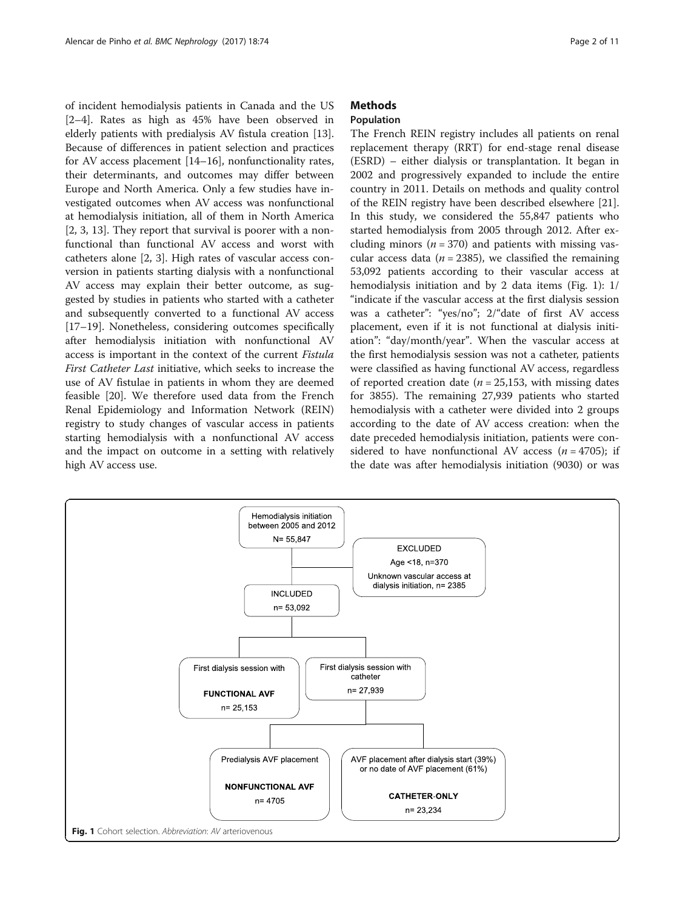of incident hemodialysis patients in Canada and the US [2–4]. Rates as high as 45% have been observed in elderly patients with predialysis AV fistula creation [13]. Because of differences in patient selection and practices for AV access placement [14–16], nonfunctionality rates, their determinants, and outcomes may differ between Europe and North America. Only a few studies have investigated outcomes when AV access was nonfunctional at hemodialysis initiation, all of them in North America [2, 3, 13]. They report that survival is poorer with a nonfunctional than functional AV access and worst with catheters alone [2, 3]. High rates of vascular access conversion in patients starting dialysis with a nonfunctional AV access may explain their better outcome, as suggested by studies in patients who started with a catheter and subsequently converted to a functional AV access [17–19]. Nonetheless, considering outcomes specifically after hemodialysis initiation with nonfunctional AV access is important in the context of the current *Fistula First Catheter Last* initiative, which seeks to increase the use of AV fistulae in patients in whom they are deemed feasible [20]. We therefore used data from the French Renal Epidemiology and Information Network (REIN) registry to study changes of vascular access in patients starting hemodialysis with a nonfunctional AV access and the impact on outcome in a setting with relatively high AV access use.

## Methods

### Population

The French REIN registry includes all patients on renal replacement therapy (RRT) for end-stage renal disease (ESRD) – either dialysis or transplantation. It began in 2002 and progressively expanded to include the entire country in 2011. Details on methods and quality control of the REIN registry have been described elsewhere [21]. In this study, we considered the 55,847 patients who started hemodialysis from 2005 through 2012. After excluding minors ($n = 370$) and patients with missing vascular access data ($n = 2385$), we classified the remaining 53,092 patients according to their vascular access at hemodialysis initiation and by 2 data items (Fig. 1): 1/ "indicate if the vascular access at the first dialysis session was a catheter": "yes/no"; 2/"date of first AV access placement, even if it is not functional at dialysis initiation": "day/month/year". When the vascular access at the first hemodialysis session was not a catheter, patients were classified as having functional AV access, regardless of reported creation date ($n = 25,153$, with missing dates for 3855). The remaining 27,939 patients who started hemodialysis with a catheter were divided into 2 groups according to the date of AV access creation: when the date preceded hemodialysis initiation, patients were considered to have nonfunctional AV access ($n = 4705$); if the date was after hemodialysis initiation (9030) or was

**Fig. 1** Cohort selection. *Abbreviation*: *AV* arteriovenous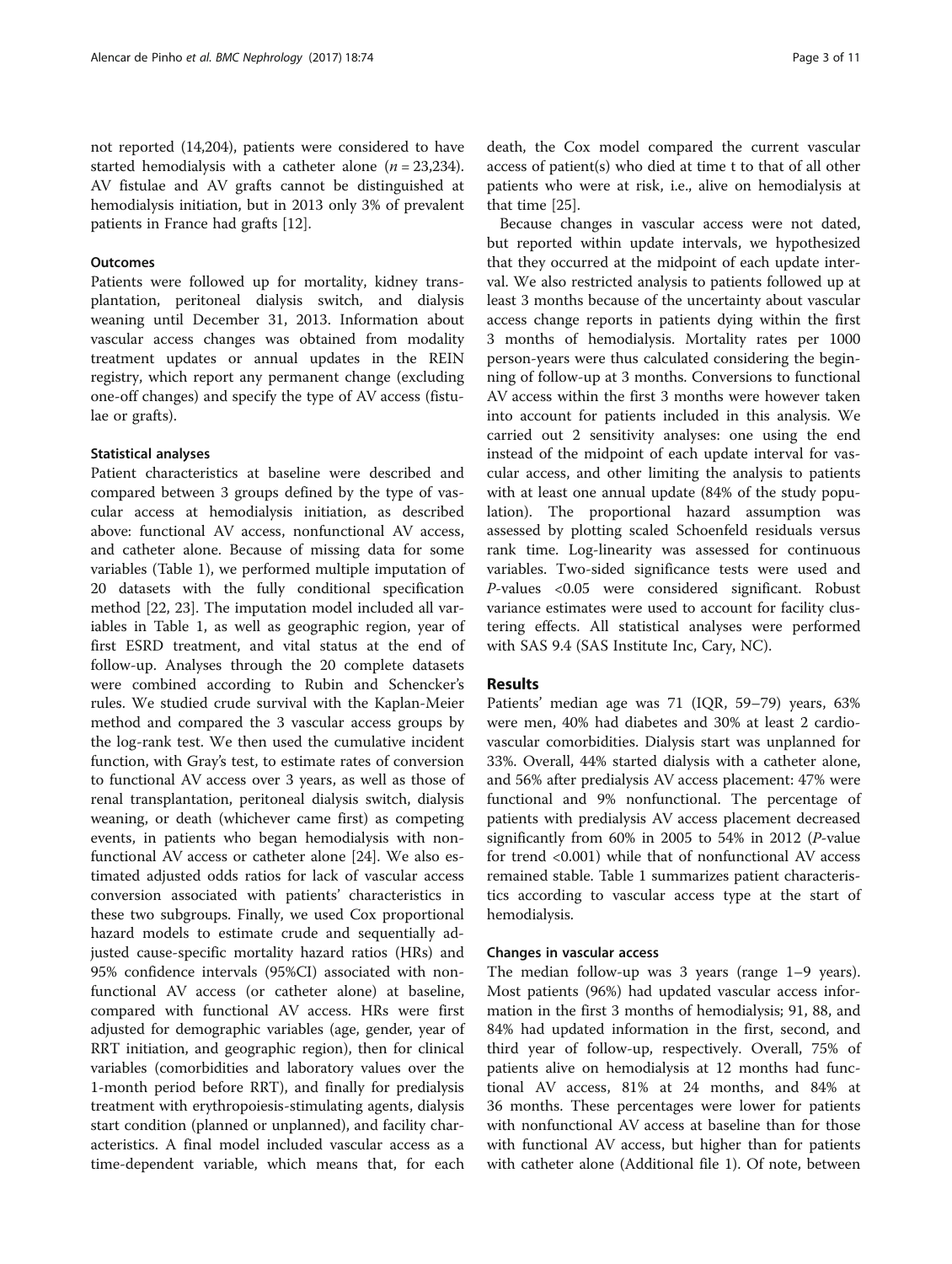not reported (14,204), patients were considered to have started hemodialysis with a catheter alone ($n = 23,234$). AV fistulae and AV grafts cannot be distinguished at hemodialysis initiation, but in 2013 only 3% of prevalent patients in France had grafts [12].

### Outcomes

Patients were followed up for mortality, kidney transplantation, peritoneal dialysis switch, and dialysis weaning until December 31, 2013. Information about vascular access changes was obtained from modality treatment updates or annual updates in the REIN registry, which report any permanent change (excluding one-off changes) and specify the type of AV access (fistulae or grafts).

### Statistical analyses

Patient characteristics at baseline were described and compared between 3 groups defined by the type of vascular access at hemodialysis initiation, as described above: functional AV access, nonfunctional AV access, and catheter alone. Because of missing data for some variables (Table 1), we performed multiple imputation of 20 datasets with the fully conditional specification method [22, 23]. The imputation model included all variables in Table 1, as well as geographic region, year of first ESRD treatment, and vital status at the end of follow-up. Analyses through the 20 complete datasets were combined according to Rubin and Schencker's rules. We studied crude survival with the Kaplan-Meier method and compared the 3 vascular access groups by the log-rank test. We then used the cumulative incident function, with Gray's test, to estimate rates of conversion to functional AV access over 3 years, as well as those of renal transplantation, peritoneal dialysis switch, dialysis weaning, or death (whichever came first) as competing events, in patients who began hemodialysis with nonfunctional AV access or catheter alone [24]. We also estimated adjusted odds ratios for lack of vascular access conversion associated with patients' characteristics in these two subgroups. Finally, we used Cox proportional hazard models to estimate crude and sequentially adjusted cause-specific mortality hazard ratios (HRs) and 95% confidence intervals (95%CI) associated with nonfunctional AV access (or catheter alone) at baseline, compared with functional AV access. HRs were first adjusted for demographic variables (age, gender, year of RRT initiation, and geographic region), then for clinical variables (comorbidities and laboratory values over the 1-month period before RRT), and finally for predialysis treatment with erythropoiesis-stimulating agents, dialysis start condition (planned or unplanned), and facility characteristics. A final model included vascular access as a time-dependent variable, which means that, for each death, the Cox model compared the current vascular access of patient(s) who died at time t to that of all other patients who were at risk, i.e., alive on hemodialysis at that time [25].

Because changes in vascular access were not dated, but reported within update intervals, we hypothesized that they occurred at the midpoint of each update interval. We also restricted analysis to patients followed up at least 3 months because of the uncertainty about vascular access change reports in patients dying within the first 3 months of hemodialysis. Mortality rates per 1000 person-years were thus calculated considering the beginning of follow-up at 3 months. Conversions to functional AV access within the first 3 months were however taken into account for patients included in this analysis. We carried out 2 sensitivity analyses: one using the end instead of the midpoint of each update interval for vascular access, and other limiting the analysis to patients with at least one annual update (84% of the study population). The proportional hazard assumption was assessed by plotting scaled Schoenfeld residuals versus rank time. Log-linearity was assessed for continuous variables. Two-sided significance tests were used and $P$-values $<0.05$ were considered significant. Robust variance estimates were used to account for facility clustering effects. All statistical analyses were performed with SAS 9.4 (SAS Institute Inc, Cary, NC).

## Results

Patients' median age was 71 (IQR, 59–79) years, 63% were men, 40% had diabetes and 30% at least 2 cardiovascular comorbidities. Dialysis start was unplanned for 33%. Overall, 44% started dialysis with a catheter alone, and 56% after predialysis AV access placement: 47% were functional and 9% nonfunctional. The percentage of patients with predialysis AV access placement decreased significantly from 60% in 2005 to 54% in 2012 ($P$-value for trend <0.001) while that of nonfunctional AV access remained stable. Table 1 summarizes patient characteristics according to vascular access type at the start of hemodialysis.

### Changes in vascular access

The median follow-up was 3 years (range 1–9 years). Most patients (96%) had updated vascular access information in the first 3 months of hemodialysis; 91, 88, and 84% had updated information in the first, second, and third year of follow-up, respectively. Overall, 75% of patients alive on hemodialysis at 12 months had functional AV access, 81% at 24 months, and 84% at 36 months. These percentages were lower for patients with nonfunctional AV access at baseline than for those with functional AV access, but higher than for patients with catheter alone (Additional file 1). Of note, between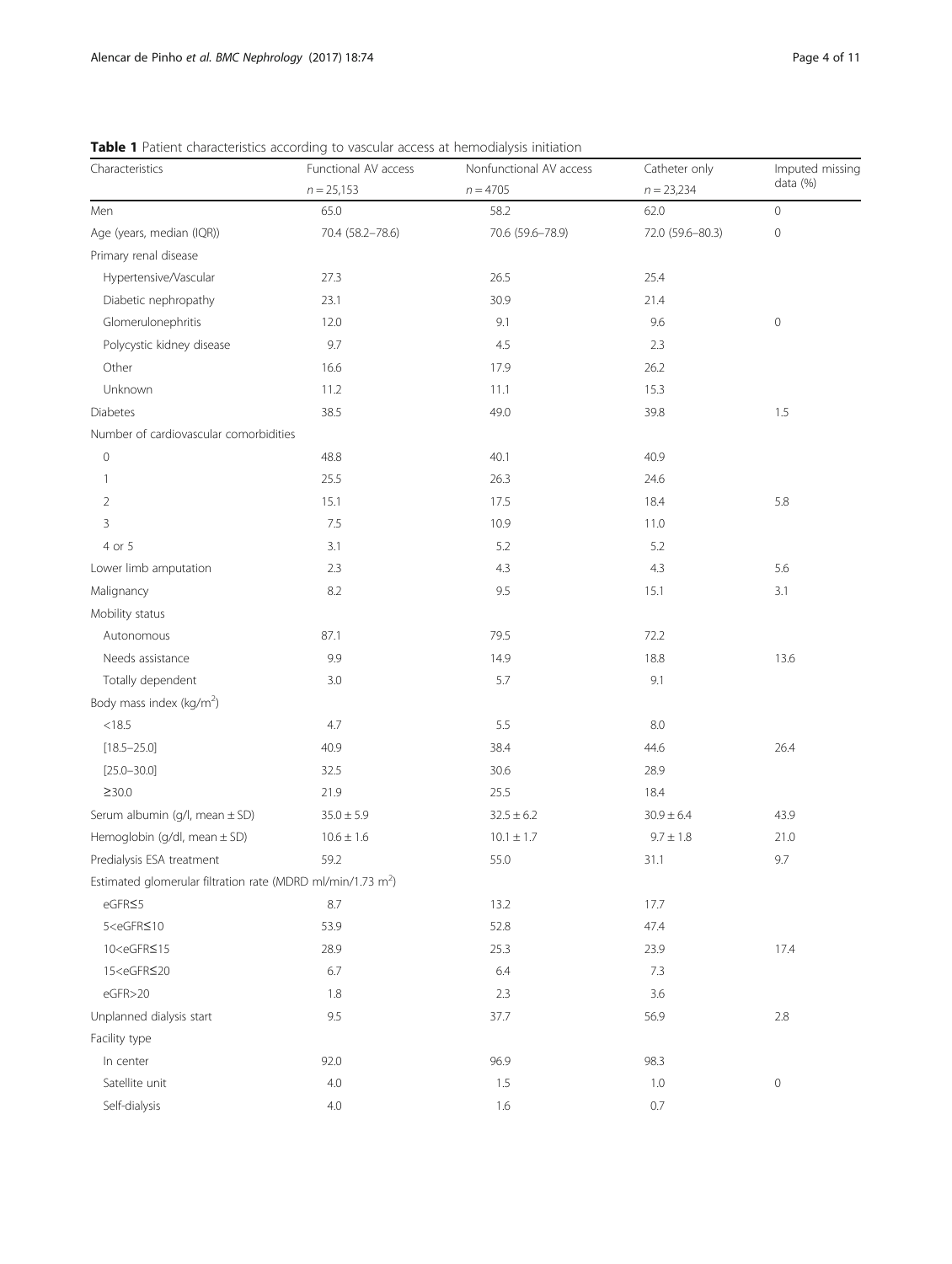**Table 1** Patient characteristics according to vascular access at hemodialysis initiation

| Characteristics | Functional AV access $n = 25{,}153$ | Nonfunctional AV access $n = 4705$ | Catheter only $n = 23{,}234$ | Imputed missing data (%) |
|---|---|---|---|---|
| Men | 65.0 | 58.2 | 62.0 | 0 |
| Age (years, median (IQR)) | 70.4 (58.2–78.6) | 70.6 (59.6–78.9) | 72.0 (59.6–80.3) | 0 |
| Primary renal disease | | | | |
| Hypertensive/Vascular | 27.3 | 26.5 | 25.4 | |
| Diabetic nephropathy | 23.1 | 30.9 | 21.4 | |
| Glomerulonephritis | 12.0 | 9.1 | 9.6 | 0 |
| Polycystic kidney disease | 9.7 | 4.5 | 2.3 | |
| Other | 16.6 | 17.9 | 26.2 | |
| Unknown | 11.2 | 11.1 | 15.3 | |
| Diabetes | 38.5 | 49.0 | 39.8 | 1.5 |
| Number of cardiovascular comorbidities | | | | |
| 0 | 48.8 | 40.1 | 40.9 | |
| 1 | 25.5 | 26.3 | 24.6 | |
| 2 | 15.1 | 17.5 | 18.4 | 5.8 |
| 3 | 7.5 | 10.9 | 11.0 | |
| 4 or 5 | 3.1 | 5.2 | 5.2 | |
| Lower limb amputation | 2.3 | 4.3 | 4.3 | 5.6 |
| Malignancy | 8.2 | 9.5 | 15.1 | 3.1 |
| Mobility status | | | | |
| Autonomous | 87.1 | 79.5 | 72.2 | |
| Needs assistance | 9.9 | 14.9 | 18.8 | 13.6 |
| Totally dependent | 3.0 | 5.7 | 9.1 | |
| Body mass index (kg/m$^2$) | | | | |
| <18.5 | 4.7 | 5.5 | 8.0 | |
| [18.5–25.0] | 40.9 | 38.4 | 44.6 | 26.4 |
| [25.0–30.0] | 32.5 | 30.6 | 28.9 | |
| ≥30.0 | 21.9 | 25.5 | 18.4 | |
| Serum albumin (g/l, mean ± SD) | 35.0 ± 5.9 | 32.5 ± 6.2 | 30.9 ± 6.4 | 43.9 |
| Hemoglobin (g/dl, mean ± SD) | 10.6 ± 1.6 | 10.1 ± 1.7 | 9.7 ± 1.8 | 21.0 |
| Predialysis ESA treatment | 59.2 | 55.0 | 31.1 | 9.7 |
| Estimated glomerular filtration rate (MDRD ml/min/1.73 m$^2$) | | | | |
| eGFR≤5 | 8.7 | 13.2 | 17.7 | |
| 5<eGFR≤10 | 53.9 | 52.8 | 47.4 | |
| 10<eGFR≤15 | 28.9 | 25.3 | 23.9 | 17.4 |
| 15<eGFR≤20 | 6.7 | 6.4 | 7.3 | |
| eGFR>20 | 1.8 | 2.3 | 3.6 | |
| Unplanned dialysis start | 9.5 | 37.7 | 56.9 | 2.8 |
| Facility type | | | | |
| In center | 92.0 | 96.9 | 98.3 | |
| Satellite unit | 4.0 | 1.5 | 1.0 | 0 |
| Self-dialysis | 4.0 | 1.6 | 0.7 | |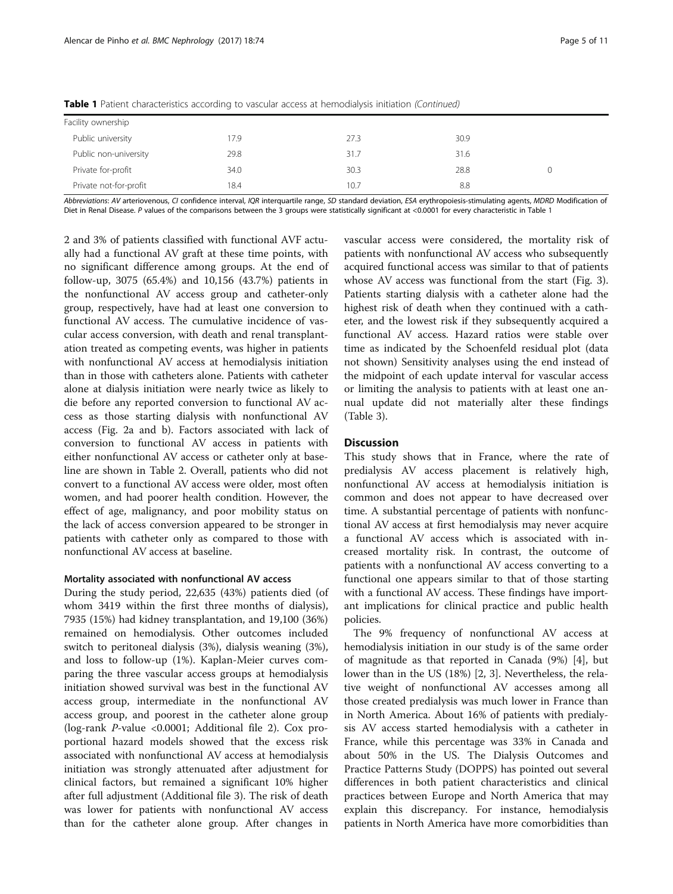**Table 1** Patient characteristics according to vascular access at hemodialysis initiation *(Continued)*

| | | | | |
|---|---|---|---|---|
| Facility ownership | | | | |
| Public university | 17.9 | 27.3 | 30.9 | |
| Public non-university | 29.8 | 31.7 | 31.6 | |
| Private for-profit | 34.0 | 30.3 | 28.8 | 0 |
| Private not-for-profit | 18.4 | 10.7 | 8.8 | |

*Abbreviations*: *AV* arteriovenous, *CI* confidence interval, *IQR* interquartile range, *SD* standard deviation, *ESA* erythropoiesis-stimulating agents, *MDRD* Modification of Diet in Renal Disease. P values of the comparisons between the 3 groups were statistically significant at <0.0001 for every characteristic in Table 1

2 and 3% of patients classified with functional AVF actually had a functional AV graft at these time points, with no significant difference among groups. At the end of follow-up, 3075 (65.4%) and 10,156 (43.7%) patients in the nonfunctional AV access group and catheter-only group, respectively, have had at least one conversion to functional AV access. The cumulative incidence of vascular access conversion, with death and renal transplantation treated as competing events, was higher in patients with nonfunctional AV access at hemodialysis initiation than in those with catheters alone. Patients with catheter alone at dialysis initiation were nearly twice as likely to die before any reported conversion to functional AV access as those starting dialysis with nonfunctional AV access (Fig. 2a and b). Factors associated with lack of conversion to functional AV access in patients with either nonfunctional AV access or catheter only at baseline are shown in Table 2. Overall, patients who did not convert to a functional AV access were older, most often women, and had poorer health condition. However, the effect of age, malignancy, and poor mobility status on the lack of access conversion appeared to be stronger in patients with catheter only as compared to those with nonfunctional AV access at baseline.

### Mortality associated with nonfunctional AV access

During the study period, 22,635 (43%) patients died (of whom 3419 within the first three months of dialysis), 7935 (15%) had kidney transplantation, and 19,100 (36%) remained on hemodialysis. Other outcomes included switch to peritoneal dialysis (3%), dialysis weaning (3%), and loss to follow-up (1%). Kaplan-Meier curves comparing the three vascular access groups at hemodialysis initiation showed survival was best in the functional AV access group, intermediate in the nonfunctional AV access group, and poorest in the catheter alone group (log-rank *P*-value <0.0001; Additional file 2). Cox proportional hazard models showed that the excess risk associated with nonfunctional AV access at hemodialysis initiation was strongly attenuated after adjustment for clinical factors, but remained a significant 10% higher after full adjustment (Additional file 3). The risk of death was lower for patients with nonfunctional AV access than for the catheter alone group. After changes in vascular access were considered, the mortality risk of patients with nonfunctional AV access who subsequently acquired functional access was similar to that of patients whose AV access was functional from the start (Fig. 3). Patients starting dialysis with a catheter alone had the highest risk of death when they continued with a catheter, and the lowest risk if they subsequently acquired a functional AV access. Hazard ratios were stable over time as indicated by the Schoenfeld residual plot (data not shown) Sensitivity analyses using the end instead of the midpoint of each update interval for vascular access or limiting the analysis to patients with at least one annual update did not materially alter these findings (Table 3).

## Discussion

This study shows that in France, where the rate of predialysis AV access placement is relatively high, nonfunctional AV access at hemodialysis initiation is common and does not appear to have decreased over time. A substantial percentage of patients with nonfunctional AV access at first hemodialysis may never acquire a functional AV access which is associated with increased mortality risk. In contrast, the outcome of patients with a nonfunctional AV access converting to a functional one appears similar to that of those starting with a functional AV access. These findings have important implications for clinical practice and public health policies.

The 9% frequency of nonfunctional AV access at hemodialysis initiation in our study is of the same order of magnitude as that reported in Canada (9%) [4], but lower than in the US (18%) [2, 3]. Nevertheless, the relative weight of nonfunctional AV accesses among all those created predialysis was much lower in France than in North America. About 16% of patients with predialysis AV access started hemodialysis with a catheter in France, while this percentage was 33% in Canada and about 50% in the US. The Dialysis Outcomes and Practice Patterns Study (DOPPS) has pointed out several differences in both patient characteristics and clinical practices between Europe and North America that may explain this discrepancy. For instance, hemodialysis patients in North America have more comorbidities than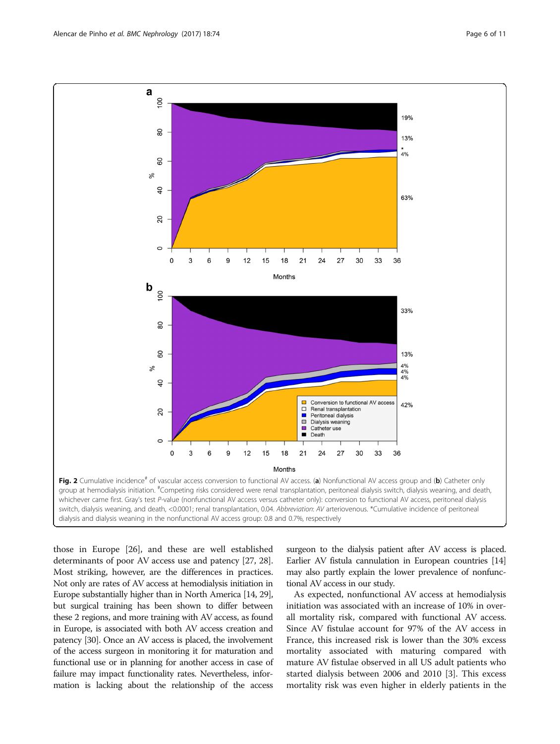**Fig. 2** Cumulative incidence[#] of vascular access conversion to functional AV access. (**a**) Nonfunctional AV access group and (**b**) Catheter only group at hemodialysis initiation. [#]Competing risks considered were renal transplantation, peritoneal dialysis switch, dialysis weaning, and death, whichever came first. Gray's test *P*-value (nonfunctional AV access versus catheter only): conversion to functional AV access, peritoneal dialysis switch, dialysis weaning, and death, <0.0001; renal transplantation, 0.04. *Abbreviation*: *AV* arteriovenous. *Cumulative incidence of peritoneal dialysis and dialysis weaning in the nonfunctional AV access group: 0.8 and 0.7%, respectively

those in Europe [26], and these are well established determinants of poor AV access use and patency [27, 28]. Most striking, however, are the differences in practices. Not only are rates of AV access at hemodialysis initiation in Europe substantially higher than in North America [14, 29], but surgical training has been shown to differ between these 2 regions, and more training with AV access, as found in Europe, is associated with both AV access creation and patency [30]. Once an AV access is placed, the involvement of the access surgeon in monitoring it for maturation and functional use or in planning for another access in case of failure may impact functionality rates. Nevertheless, information is lacking about the relationship of the access surgeon to the dialysis patient after AV access is placed. Earlier AV fistula cannulation in European countries [14] may also partly explain the lower prevalence of nonfunctional AV access in our study.

As expected, nonfunctional AV access at hemodialysis initiation was associated with an increase of 10% in overall mortality risk, compared with functional AV access. Since AV fistulae account for 97% of the AV access in France, this increased risk is lower than the 30% excess mortality associated with maturing compared with mature AV fistulae observed in all US adult patients who started dialysis between 2006 and 2010 [3]. This excess mortality risk was even higher in elderly patients in the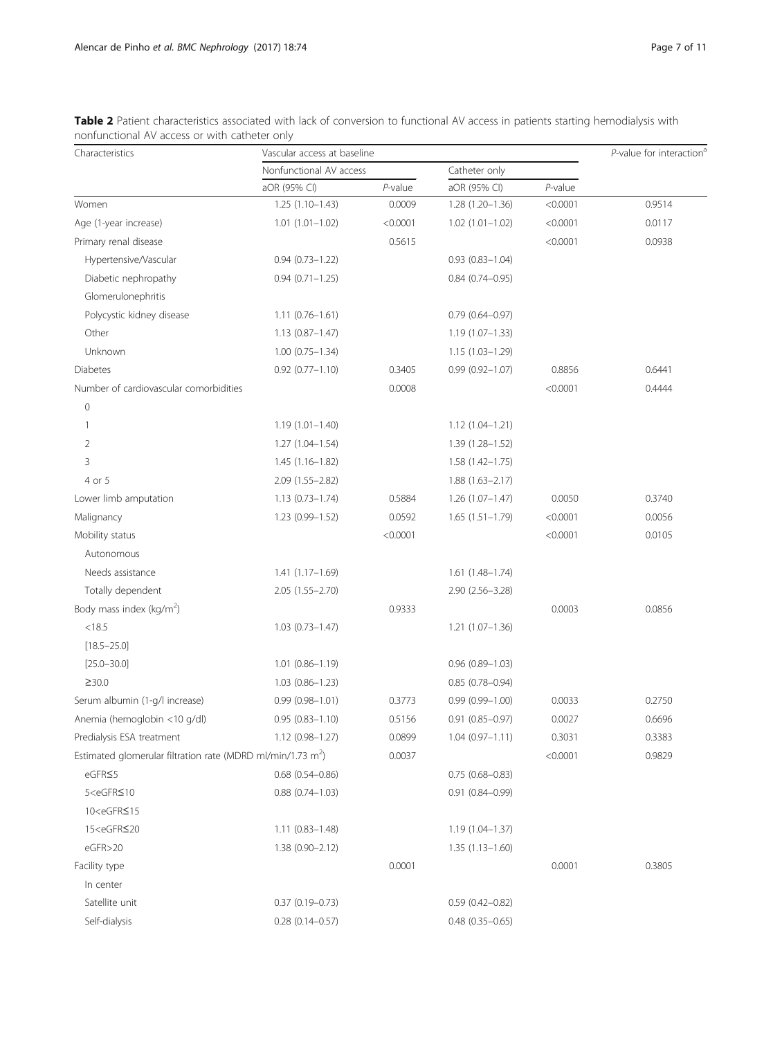**Table 2** Patient characteristics associated with lack of conversion to functional AV access in patients starting hemodialysis with nonfunctional AV access or with catheter only

| Characteristics | Vascular access at baseline | | | | *P*-value for interaction[a] |
|---|---|---|---|---|---|
| | Nonfunctional AV access | | Catheter only | | |
| | aOR (95% CI) | *P*-value | aOR (95% CI) | *P*-value | |
| Women | 1.25 (1.10–1.43) | 0.0009 | 1.28 (1.20–1.36) | <0.0001 | 0.9514 |
| Age (1-year increase) | 1.01 (1.01–1.02) | <0.0001 | 1.02 (1.01–1.02) | <0.0001 | 0.0117 |
| Primary renal disease | | 0.5615 | | <0.0001 | 0.0938 |
| Hypertensive/Vascular | 0.94 (0.73–1.22) | | 0.93 (0.83–1.04) | | |
| Diabetic nephropathy | 0.94 (0.71–1.25) | | 0.84 (0.74–0.95) | | |
| Glomerulonephritis | | | | | |
| Polycystic kidney disease | 1.11 (0.76–1.61) | | 0.79 (0.64–0.97) | | |
| Other | 1.13 (0.87–1.47) | | 1.19 (1.07–1.33) | | |
| Unknown | 1.00 (0.75–1.34) | | 1.15 (1.03–1.29) | | |
| Diabetes | 0.92 (0.77–1.10) | 0.3405 | 0.99 (0.92–1.07) | 0.8856 | 0.6441 |
| Number of cardiovascular comorbidities | | 0.0008 | | <0.0001 | 0.4444 |
| 0 | | | | | |
| 1 | 1.19 (1.01–1.40) | | 1.12 (1.04–1.21) | | |
| 2 | 1.27 (1.04–1.54) | | 1.39 (1.28–1.52) | | |
| 3 | 1.45 (1.16–1.82) | | 1.58 (1.42–1.75) | | |
| 4 or 5 | 2.09 (1.55–2.82) | | 1.88 (1.63–2.17) | | |
| Lower limb amputation | 1.13 (0.73–1.74) | 0.5884 | 1.26 (1.07–1.47) | 0.0050 | 0.3740 |
| Malignancy | 1.23 (0.99–1.52) | 0.0592 | 1.65 (1.51–1.79) | <0.0001 | 0.0056 |
| Mobility status | | <0.0001 | | <0.0001 | 0.0105 |
| Autonomous | | | | | |
| Needs assistance | 1.41 (1.17–1.69) | | 1.61 (1.48–1.74) | | |
| Totally dependent | 2.05 (1.55–2.70) | | 2.90 (2.56–3.28) | | |
| Body mass index (kg/m$^2$) | | 0.9333 | | 0.0003 | 0.0856 |
| <18.5 | 1.03 (0.73–1.47) | | 1.21 (1.07–1.36) | | |
| [18.5–25.0] | | | | | |
| [25.0–30.0] | 1.01 (0.86–1.19) | | 0.96 (0.89–1.03) | | |
| ≥30.0 | 1.03 (0.86–1.23) | | 0.85 (0.78–0.94) | | |
| Serum albumin (1-g/l increase) | 0.99 (0.98–1.01) | 0.3773 | 0.99 (0.99–1.00) | 0.0033 | 0.2750 |
| Anemia (hemoglobin <10 g/dl) | 0.95 (0.83–1.10) | 0.5156 | 0.91 (0.85–0.97) | 0.0027 | 0.6696 |
| Predialysis ESA treatment | 1.12 (0.98–1.27) | 0.0899 | 1.04 (0.97–1.11) | 0.3031 | 0.3383 |
| Estimated glomerular filtration rate (MDRD ml/min/1.73 m$^2$) | | 0.0037 | | <0.0001 | 0.9829 |
| eGFR≤5 | 0.68 (0.54–0.86) | | 0.75 (0.68–0.83) | | |
| 5<eGFR≤10 | 0.88 (0.74–1.03) | | 0.91 (0.84–0.99) | | |
| 10<eGFR≤15 | | | | | |
| 15<eGFR≤20 | 1.11 (0.83–1.48) | | 1.19 (1.04–1.37) | | |
| eGFR>20 | 1.38 (0.90–2.12) | | 1.35 (1.13–1.60) | | |
| Facility type | | 0.0001 | | 0.0001 | 0.3805 |
| In center | | | | | |
| Satellite unit | 0.37 (0.19–0.73) | | 0.59 (0.42–0.82) | | |
| Self-dialysis | 0.28 (0.14–0.57) | | 0.48 (0.35–0.65) | | |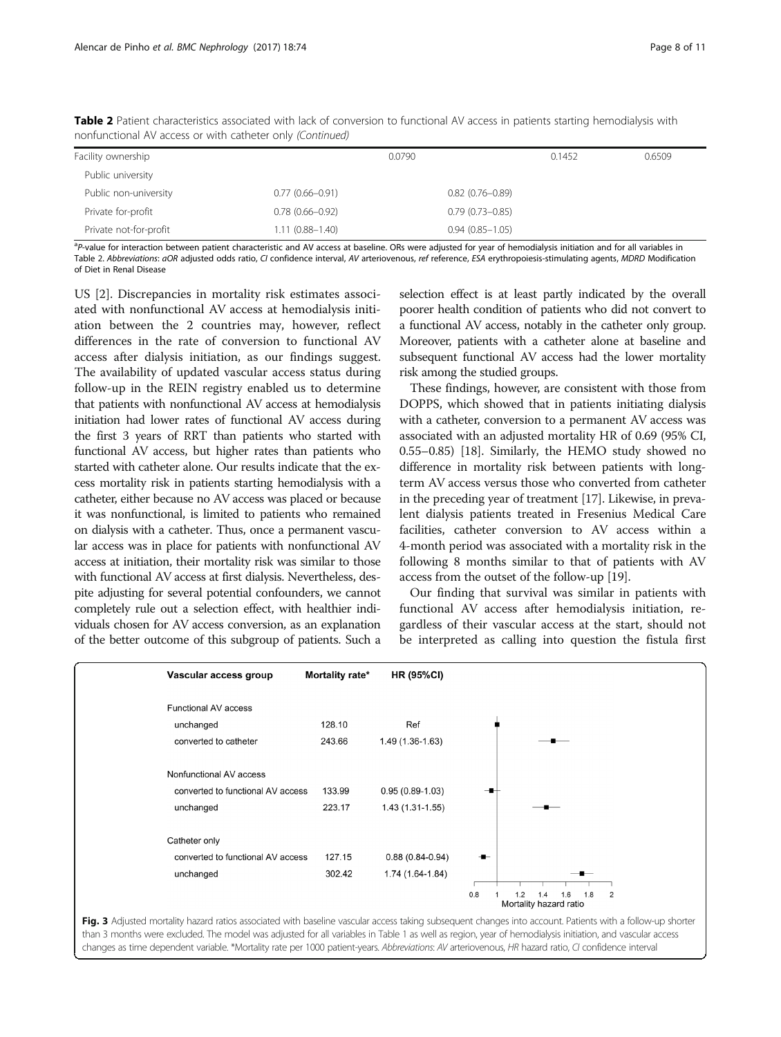**Table 2** Patient characteristics associated with lack of conversion to functional AV access in patients starting hemodialysis with nonfunctional AV access or with catheter only *(Continued)*

| Facility ownership | | 0.0790 | | 0.1452 | 0.6509 |
|---|---|---|---|---|---|
| Public university | | | | | |
| Public non-university | 0.77 (0.66–0.91) | | 0.82 (0.76–0.89) | | |
| Private for-profit | 0.78 (0.66–0.92) | | 0.79 (0.73–0.85) | | |
| Private not-for-profit | 1.11 (0.88–1.40) | | 0.94 (0.85–1.05) | | |

[a]P-value for interaction between patient characteristic and AV access at baseline. ORs were adjusted for year of hemodialysis initiation and for all variables in Table 2. *Abbreviations*: *aOR* adjusted odds ratio, *CI* confidence interval, *AV* arteriovenous, *ref* reference, *ESA* erythropoiesis-stimulating agents, *MDRD* Modification of Diet in Renal Disease

US [2]. Discrepancies in mortality risk estimates associated with nonfunctional AV access at hemodialysis initiation between the 2 countries may, however, reflect differences in the rate of conversion to functional AV access after dialysis initiation, as our findings suggest. The availability of updated vascular access status during follow-up in the REIN registry enabled us to determine that patients with nonfunctional AV access at hemodialysis initiation had lower rates of functional AV access during the first 3 years of RRT than patients who started with functional AV access, but higher rates than patients who started with catheter alone. Our results indicate that the excess mortality risk in patients starting hemodialysis with a catheter, either because no AV access was placed or because it was nonfunctional, is limited to patients who remained on dialysis with a catheter. Thus, once a permanent vascular access was in place for patients with nonfunctional AV access at initiation, their mortality risk was similar to those with functional AV access at first dialysis. Nevertheless, despite adjusting for several potential confounders, we cannot completely rule out a selection effect, with healthier individuals chosen for AV access conversion, as an explanation of the better outcome of this subgroup of patients. Such a selection effect is at least partly indicated by the overall poorer health condition of patients who did not convert to a functional AV access, notably in the catheter only group. Moreover, patients with a catheter alone at baseline and subsequent functional AV access had the lower mortality risk among the studied groups.

These findings, however, are consistent with those from DOPPS, which showed that in patients initiating dialysis with a catheter, conversion to a permanent AV access was associated with an adjusted mortality HR of 0.69 (95% CI, 0.55–0.85) [18]. Similarly, the HEMO study showed no difference in mortality risk between patients with long-term AV access versus those who converted from catheter in the preceding year of treatment [17]. Likewise, in prevalent dialysis patients treated in Fresenius Medical Care facilities, catheter conversion to AV access within a 4-month period was associated with a mortality risk in the following 8 months similar to that of patients with AV access from the outset of the follow-up [19].

Our finding that survival was similar in patients with functional AV access after hemodialysis initiation, regardless of their vascular access at the start, should not be interpreted as calling into question the fistula first

| Vascular access group | Mortality rate* | HR (95%CI) |
|---|---|---|
| **Functional AV access** | | |
| unchanged | 128.10 | Ref |
| converted to catheter | 243.66 | 1.49 (1.36-1.63) |
| **Nonfunctional AV access** | | |
| converted to functional AV access | 133.99 | 0.95 (0.89-1.03) |
| unchanged | 223.17 | 1.43 (1.31-1.55) |
| **Catheter only** | | |
| converted to functional AV access | 127.15 | 0.88 (0.84-0.94) |
| unchanged | 302.42 | 1.74 (1.64-1.84) |

**Fig. 3** Adjusted mortality hazard ratios associated with baseline vascular access taking subsequent changes into account. Patients with a follow-up shorter than 3 months were excluded. The model was adjusted for all variables in Table 1 as well as region, year of hemodialysis initiation, and vascular access changes as time dependent variable. *Mortality rate per 1000 patient-years. *Abbreviations*: *AV* arteriovenous, *HR* hazard ratio, *CI* confidence interval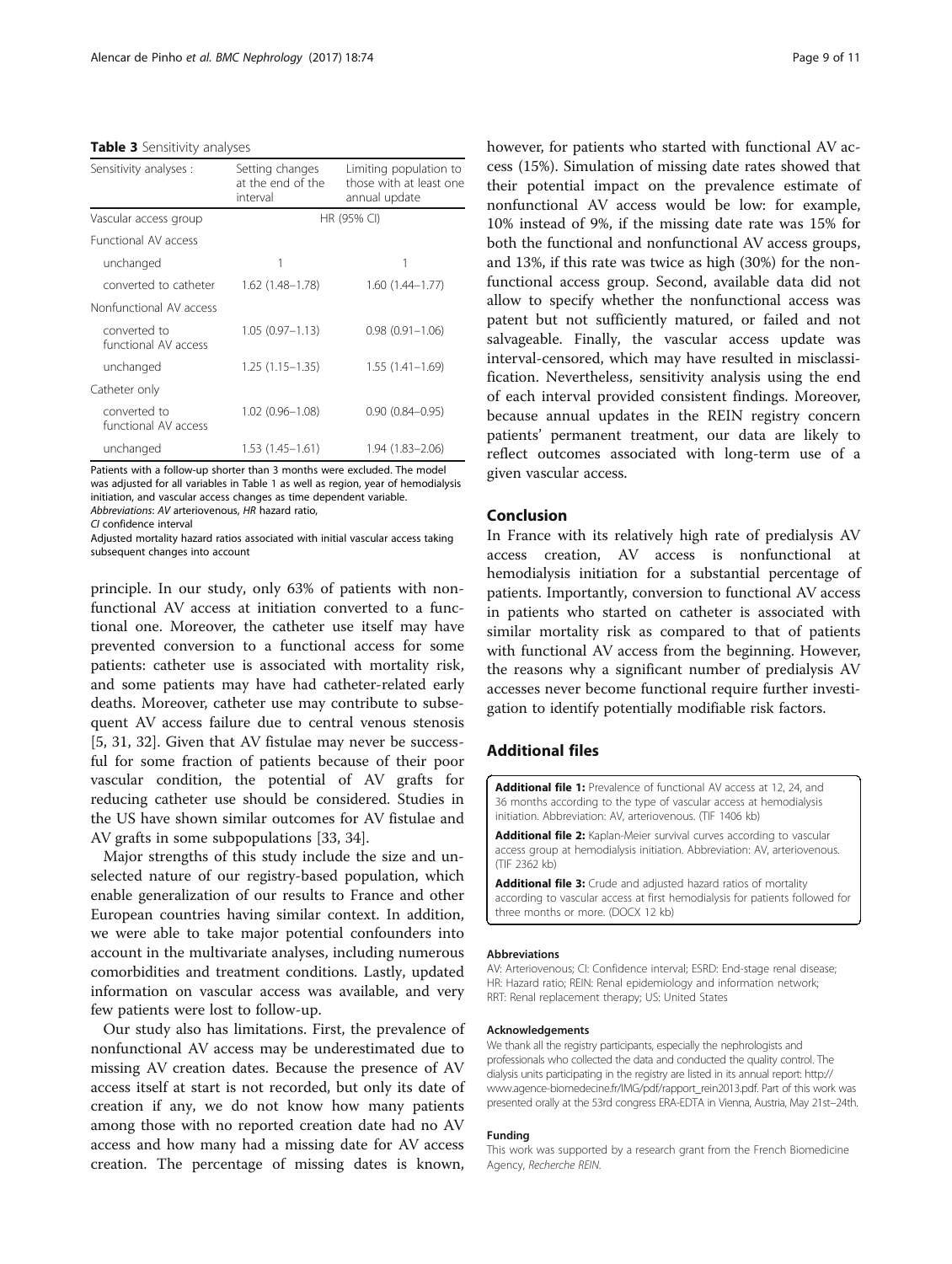**Table 3** Sensitivity analyses

| Sensitivity analyses : | Setting changes at the end of the interval | Limiting population to those with at least one annual update |
| --- | --- | --- |
| Vascular access group | HR (95% CI) | |
| Functional AV access | | |
| unchanged | 1 | 1 |
| converted to catheter | 1.62 (1.48–1.78) | 1.60 (1.44–1.77) |
| Nonfunctional AV access | | |
| converted to functional AV access | 1.05 (0.97–1.13) | 0.98 (0.91–1.06) |
| unchanged | 1.25 (1.15–1.35) | 1.55 (1.41–1.69) |
| Catheter only | | |
| converted to functional AV access | 1.02 (0.96–1.08) | 0.90 (0.84–0.95) |
| unchanged | 1.53 (1.45–1.61) | 1.94 (1.83–2.06) |

Patients with a follow-up shorter than 3 months were excluded. The model was adjusted for all variables in Table 1 as well as region, year of hemodialysis initiation, and vascular access changes as time dependent variable.
*Abbreviations*: *AV* arteriovenous, *HR* hazard ratio, *CI* confidence interval
Adjusted mortality hazard ratios associated with initial vascular access taking subsequent changes into account

principle. In our study, only 63% of patients with nonfunctional AV access at initiation converted to a functional one. Moreover, the catheter use itself may have prevented conversion to a functional access for some patients: catheter use is associated with mortality risk, and some patients may have had catheter-related early deaths. Moreover, catheter use may contribute to subsequent AV access failure due to central venous stenosis [5, 31, 32]. Given that AV fistulae may never be successful for some fraction of patients because of their poor vascular condition, the potential of AV grafts for reducing catheter use should be considered. Studies in the US have shown similar outcomes for AV fistulae and AV grafts in some subpopulations [33, 34].

Major strengths of this study include the size and unselected nature of our registry-based population, which enable generalization of our results to France and other European countries having similar context. In addition, we were able to take major potential confounders into account in the multivariate analyses, including numerous comorbidities and treatment conditions. Lastly, updated information on vascular access was available, and very few patients were lost to follow-up.

Our study also has limitations. First, the prevalence of nonfunctional AV access may be underestimated due to missing AV creation dates. Because the presence of AV access itself at start is not recorded, but only its date of creation if any, we do not know how many patients among those with no reported creation date had no AV access and how many had a missing date for AV access creation. The percentage of missing dates is known, however, for patients who started with functional AV access (15%). Simulation of missing date rates showed that their potential impact on the prevalence estimate of nonfunctional AV access would be low: for example, 10% instead of 9%, if the missing date rate was 15% for both the functional and nonfunctional AV access groups, and 13%, if this rate was twice as high (30%) for the nonfunctional access group. Second, available data did not allow to specify whether the nonfunctional access was patent but not sufficiently matured, or failed and not salvageable. Finally, the vascular access update was interval-censored, which may have resulted in misclassification. Nevertheless, sensitivity analysis using the end of each interval provided consistent findings. Moreover, because annual updates in the REIN registry concern patients' permanent treatment, our data are likely to reflect outcomes associated with long-term use of a given vascular access.

## Conclusion

In France with its relatively high rate of predialysis AV access creation, AV access is nonfunctional at hemodialysis initiation for a substantial percentage of patients. Importantly, conversion to functional AV access in patients who started on catheter is associated with similar mortality risk as compared to that of patients with functional AV access from the beginning. However, the reasons why a significant number of predialysis AV accesses never become functional require further investigation to identify potentially modifiable risk factors.

## Additional files

**Additional file 1:** Prevalence of functional AV access at 12, 24, and 36 months according to the type of vascular access at hemodialysis initiation. Abbreviation: AV, arteriovenous. (TIF 1406 kb)

**Additional file 2:** Kaplan-Meier survival curves according to vascular access group at hemodialysis initiation. Abbreviation: AV, arteriovenous. (TIF 2362 kb)

**Additional file 3:** Crude and adjusted hazard ratios of mortality according to vascular access at first hemodialysis for patients followed for three months or more. (DOCX 12 kb)

#### Abbreviations

AV: Arteriovenous; CI: Confidence interval; ESRD: End-stage renal disease; HR: Hazard ratio; REIN: Renal epidemiology and information network; RRT: Renal replacement therapy; US: United States

#### Acknowledgements

We thank all the registry participants, especially the nephrologists and professionals who collected the data and conducted the quality control. The dialysis units participating in the registry are listed in its annual report: http://www.agence-biomedecine.fr/IMG/pdf/rapport_rein2013.pdf. Part of this work was presented orally at the 53rd congress ERA-EDTA in Vienna, Austria, May 21st–24th.

#### Funding

This work was supported by a research grant from the French Biomedicine Agency, *Recherche REIN*.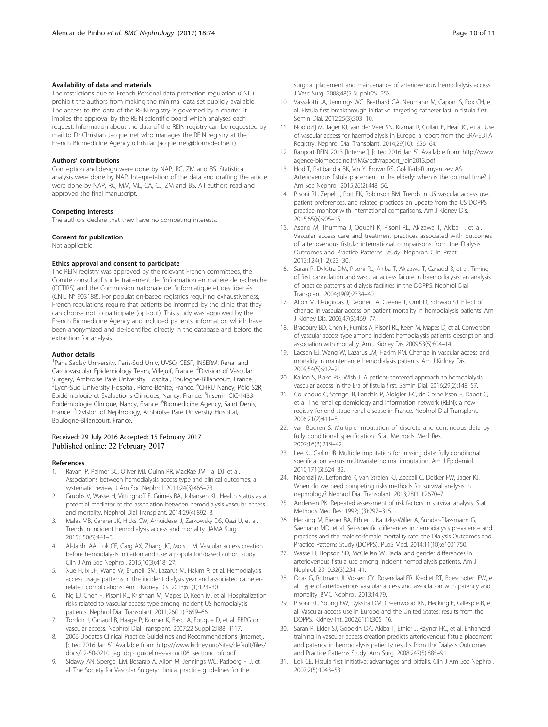#### Availability of data and materials

The restrictions due to French Personal data protection regulation (CNIL) prohibit the authors from making the minimal data set publicly available. The access to the data of the REIN registry is governed by a charter. It implies the approval by the REIN scientific board which analyses each request. Information about the data of the REIN registry can be requested by mail to Dr Christian Jacquelinet who manages the REIN registry at the French Biomedicine Agency (christian.jacquelinet@biomedecine.fr).

#### Authors' contributions

Conception and design were done by NAP, RC, ZM and BS. Statistical analysis were done by NAP. Interpretation of the data and drafting the article were done by NAP, RC, MM, ML, CA, CJ, ZM and BS. All authors read and approved the final manuscript.

#### Competing interests

The authors declare that they have no competing interests.

#### Consent for publication

Not applicable.

#### Ethics approval and consent to participate

The REIN registry was approved by the relevant French committees, the Comité consultatif sur le traitement de l'information en matière de recherche (CCTIRS) and the Commission nationale de l'informatique et des libertés (CNIL N° 903188). For population-based registries requiring exhaustiveness, French regulations require that patients be informed by the clinic that they can choose not to participate (opt-out). This study was approved by the French Biomedicine Agency and included patients' information which have been anonymized and de-identified directly in the database and before the extraction for analysis.

#### Author details

[1]Paris Saclay University, Paris-Sud Univ, UVSQ, CESP, INSERM, Renal and Cardiovascular Epidemiology Team, Villejuif, France. [2]Division of Vascular Surgery, Ambroise Paré University Hospital, Boulogne-Billancourt, France. [3]Lyon-Sud University Hospital, Pierre-Bénite, France. [4]CHRU Nancy, Pôle S2R, Epidémiologie et Evaluations Cliniques, Nancy, France. [5]Inserm, CIC-1433 Epidémiologie Clinique, Nancy, France. [6]Biomedicine Agency, Saint Denis, France. [7]Division of Nephrology, Ambroise Paré University Hospital, Boulogne-Billancourt, France.

Received: 29 July 2016 Accepted: 15 February 2017
Published online: 22 February 2017

#### References

1. Ravani P, Palmer SC, Oliver MJ, Quinn RR, MacRae JM, Tai DJ, et al. Associations between hemodialysis access type and clinical outcomes: a systematic review. J Am Soc Nephrol. 2013;24(3):465–73.
2. Grubbs V, Wasse H, Vittinghoff E, Grimes BA, Johansen KL. Health status as a potential mediator of the association between hemodialysis vascular access and mortality. Nephrol Dial Transplant. 2014;29(4):892–8.
3. Malas MB, Canner JK, Hicks CW, Arhuidese IJ, Zarkowsky DS, Qazi U, et al. Trends in incident hemodialysis access and mortality. JAMA Surg. 2015;150(5):441–8.
4. Al-Jaishi AA, Lok CE, Garg AX, Zhang JC, Moist LM. Vascular access creation before hemodialysis initiation and use: a population-based cohort study. Clin J Am Soc Nephrol. 2015;10(3):418–27.
5. Xue H, Ix JH, Wang W, Brunelli SM, Lazarus M, Hakim R, et al. Hemodialysis access usage patterns in the incident dialysis year and associated catheter-related complications. Am J Kidney Dis. 2013;61(1):123–30.
6. Ng LJ, Chen F, Pisoni RL, Krishnan M, Mapes D, Keen M, et al. Hospitalization risks related to vascular access type among incident US hemodialysis patients. Nephrol Dial Transplant. 2011;26(11):3659–66.
7. Tordoir J, Canaud B, Haage P, Konner K, Basci A, Fouque D, et al. EBPG on vascular access. Nephrol Dial Transplant. 2007;22 Suppl 2:ii88–ii117.
8. 2006 Updates Clinical Practice Guidelines and Recommendations [Internet]. [cited 2016 Jan 5]. Available from: https://www.kidney.org/sites/default/files/docs/12-50-0210_jag_dcp_guidelines-va_oct06_sectionc_ofc.pdf
9. Sidawy AN, Spergel LM, Besarab A, Allon M, Jennings WC, Padberg FTJ, et al. The Society for Vascular Surgery: clinical practice guidelines for the surgical placement and maintenance of arteriovenous hemodialysis access. J Vasc Surg. 2008;48(5 Suppl):2S–25S.
10. Vassalotti JA, Jennings WC, Beathard GA, Neumann M, Caponi S, Fox CH, et al. Fistula first breakthrough initiative: targeting catheter last in fistula first. Semin Dial. 2012;25(3):303–10.
11. Noordzij M, Jager KJ, van der Veer SN, Kramar R, Collart F, Heaf JG, et al. Use of vascular access for haemodialysis in Europe: a report from the ERA-EDTA Registry. Nephrol Dial Transplant. 2014;29(10):1956–64.
12. Rapport REIN 2013 [Internet]. [cited 2016 Jan 5]. Available from: http://www.agence-biomedecine.fr/IMG/pdf/rapport_rein2013.pdf
13. Hod T, Patibandla BK, Vin Y, Brown RS, Goldfarb-Rumyantzev AS. Arteriovenous fistula placement in the elderly: when is the optimal time? J Am Soc Nephrol. 2015;26(2):448–56.
14. Pisoni RL, Zepel L, Port FK, Robinson BM. Trends in US vascular access use, patient preferences, and related practices: an update from the US DOPPS practice monitor with international comparisons. Am J Kidney Dis. 2015;65(6):905–15.
15. Asano M, Thumma J, Oguchi K, Pisoni RL, Akizawa T, Akiba T, et al. Vascular access care and treatment practices associated with outcomes of arteriovenous fistula: international comparisons from the Dialysis Outcomes and Practice Patterns Study. Nephron Clin Pract. 2013;124(1–2):23–30.
16. Saran R, Dykstra DM, Pisoni RL, Akiba T, Akizawa T, Canaud B, et al. Timing of first cannulation and vascular access failure in haemodialysis: an analysis of practice patterns at dialysis facilities in the DOPPS. Nephrol Dial Transplant. 2004;19(9):2334–40.
17. Allon M, Daugirdas J, Depner TA, Greene T, Ornt D, Schwab SJ. Effect of change in vascular access on patient mortality in hemodialysis patients. Am J Kidney Dis. 2006;47(3):469–77.
18. Bradbury BD, Chen F, Furniss A, Pisoni RL, Keen M, Mapes D, et al. Conversion of vascular access type among incident hemodialysis patients: description and association with mortality. Am J Kidney Dis. 2009;53(5):804–14.
19. Lacson EJ, Wang W, Lazarus JM, Hakim RM. Change in vascular access and mortality in maintenance hemodialysis patients. Am J Kidney Dis. 2009;54(5):912–21.
20. Kalloo S, Blake PG, Wish J. A patient-centered approach to hemodialysis vascular access in the Era of fistula first. Semin Dial. 2016;29(2):148–57.
21. Couchoud C, Stengel B, Landais P, Aldigier J-C, de Cornelissen F, Dabot C, et al. The renal epidemiology and information network (REIN): a new registry for end-stage renal disease in France. Nephrol Dial Transplant. 2006;21(2):411–8.
22. van Buuren S. Multiple imputation of discrete and continuous data by fully conditional specification. Stat Methods Med Res. 2007;16(3):219–42.
23. Lee KJ, Carlin JB. Multiple imputation for missing data: fully conditional specification versus multivariate normal imputation. Am J Epidemiol. 2010;171(5):624–32.
24. Noordzij M, Leffondré K, van Stralen KJ, Zoccali C, Dekker FW, Jager KJ. When do we need competing risks methods for survival analysis in nephrology? Nephrol Dial Transplant. 2013;28(11):2670–7.
25. Andersen PK. Repeated assessment of risk factors in survival analysis. Stat Methods Med Res. 1992;1(3):297–315.
26. Hecking M, Bieber BA, Ethier J, Kautzky-Willer A, Sunder-Plassmann G, Säemann MD, et al. Sex-specific differences in hemodialysis prevalence and practices and the male-to-female mortality rate: the Dialysis Outcomes and Practice Patterns Study (DOPPS). PLoS Med. 2014;11(10):e1001750.
27. Wasse H, Hopson SD, McClellan W. Racial and gender differences in arteriovenous fistula use among incident hemodialysis patients. Am J Nephrol. 2010;32(3):234–41.
28. Ocak G, Rotmans JI, Vossen CY, Rosendaal FR, Krediet RT, Boeschoten EW, et al. Type of arteriovenous vascular access and association with patency and mortality. BMC Nephrol. 2013;14:79.
29. Pisoni RL, Young EW, Dykstra DM, Greenwood RN, Hecking E, Gillespie B, et al. Vascular access use in Europe and the United States: results from the DOPPS. Kidney Int. 2002;61(1):305–16.
30. Saran R, Elder SJ, Goodkin DA, Akiba T, Ethier J, Rayner HC, et al. Enhanced training in vascular access creation predicts arteriovenous fistula placement and patency in hemodialysis patients: results from the Dialysis Outcomes and Practice Patterns Study. Ann Surg. 2008;247(5):885–91.
31. Lok CE. Fistula first initiative: advantages and pitfalls. Clin J Am Soc Nephrol. 2007;2(5):1043–53.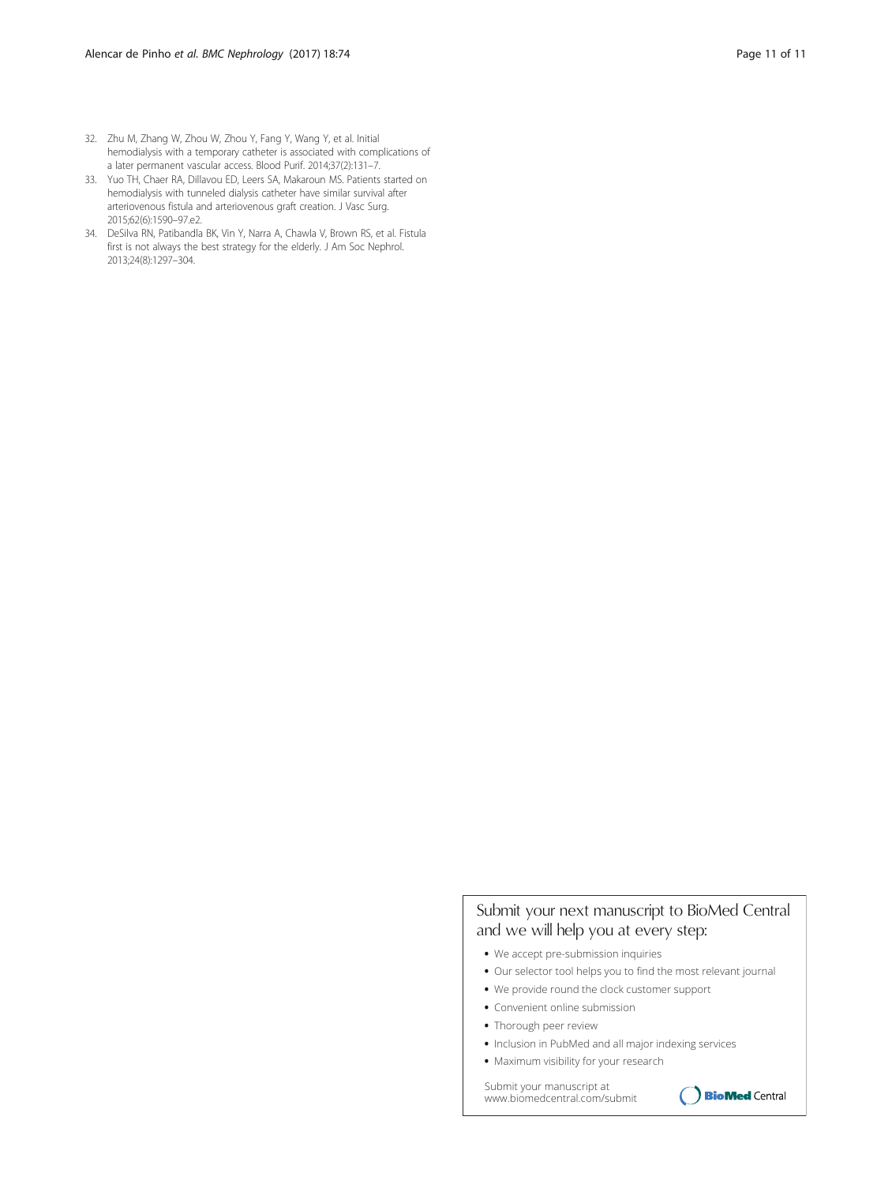32. Zhu M, Zhang W, Zhou W, Zhou Y, Fang Y, Wang Y, et al. Initial hemodialysis with a temporary catheter is associated with complications of a later permanent vascular access. Blood Purif. 2014;37(2):131–7.
33. Yuo TH, Chaer RA, Dillavou ED, Leers SA, Makaroun MS. Patients started on hemodialysis with tunneled dialysis catheter have similar survival after arteriovenous fistula and arteriovenous graft creation. J Vasc Surg. 2015;62(6):1590–97.e2.
34. DeSilva RN, Patibandla BK, Vin Y, Narra A, Chawla V, Brown RS, et al. Fistula first is not always the best strategy for the elderly. J Am Soc Nephrol. 2013;24(8):1297–304.

Submit your next manuscript to BioMed Central and we will help you at every step:

- We accept pre-submission inquiries
- Our selector tool helps you to find the most relevant journal
- We provide round the clock customer support
- Convenient online submission
- Thorough peer review
- Inclusion in PubMed and all major indexing services
- Maximum visibility for your research

Submit your manuscript at
www.biomedcentral.com/submit

BioMed Central